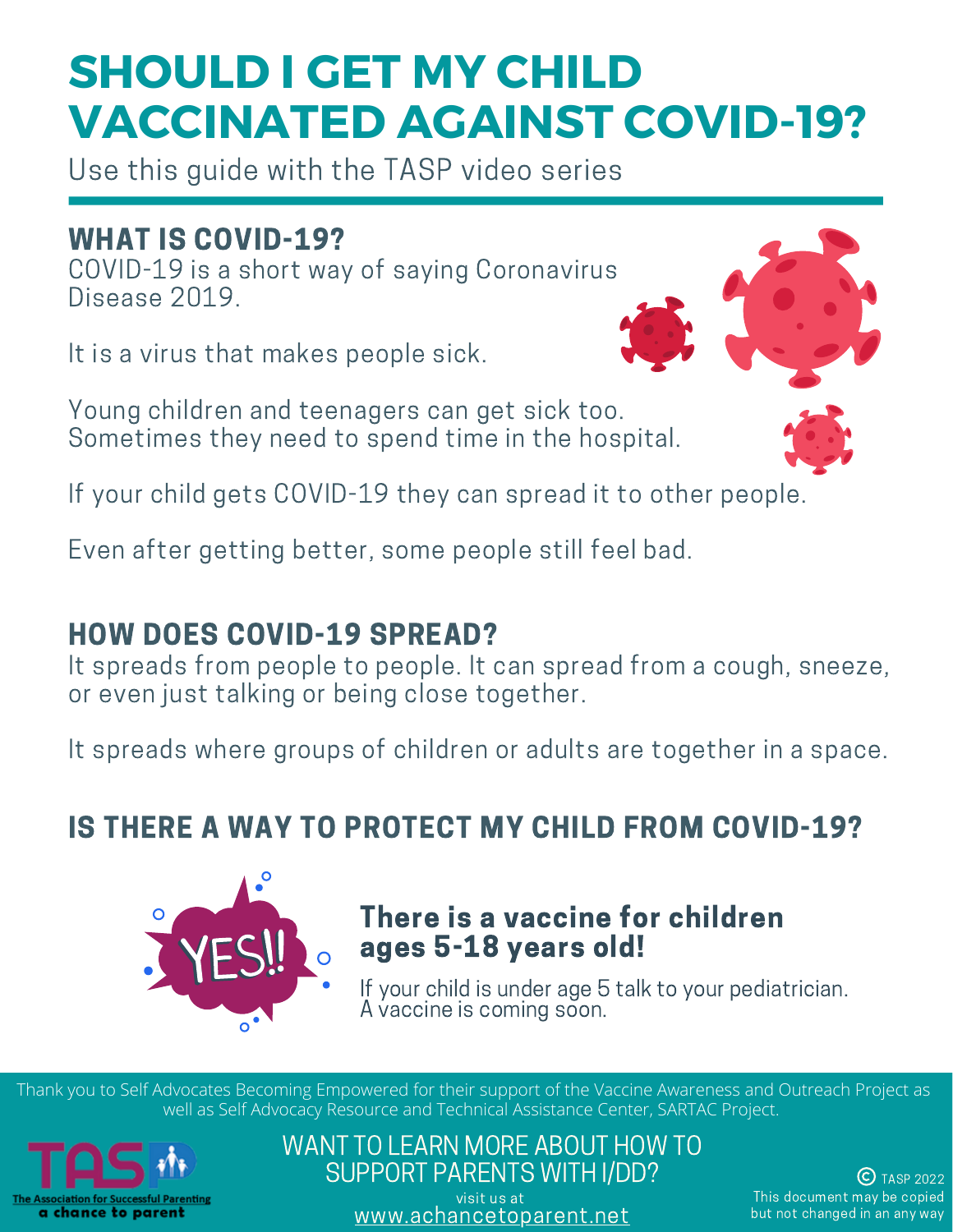# SHOULD I GET MY CHILD VACCINATED AGAINST COVID-19?

Use this guide with the TASP video series

## WHAT IS COVID-19?

COVID-19 is a short way of saying Coronavirus Disease 2019.

It is a virus that makes people sick.

Young children and teenagers can get sick too. Sometimes they need to spend time in the hospital.

If your child gets COVID-19 they can spread it to other people.

Even after getting better, some people still feel bad.

## HOW DOES COVID-19 SPREAD?

It spreads from people to people. It can spread from a cough, sneeze, or even just talking or being close together.

It spreads where groups of children or adults are together in a space.

## IS THERE A WAY TO PROTECT MY CHILD FROM COVID-19?

YES!!

### There is a vaccine for children ages 5-18 years old!

If your child is under age 5 talk to your pediatrician. A vaccine is coming soon.

Thank you to Self Advocates Becoming Empowered for their support of the Vaccine Awareness and Outreach Project as well as Self Advocacy Resource and Technical Assistance Center, SARTAC Project.

TASP
The Association for Successful Parenting
a chance to parent

WANT TO LEARN MORE ABOUT HOW TO SUPPORT PARENTS WITH I/DD?
visit us at
www.achancetoparent.net

© TASP 2022
This document may be copied but not changed in an any way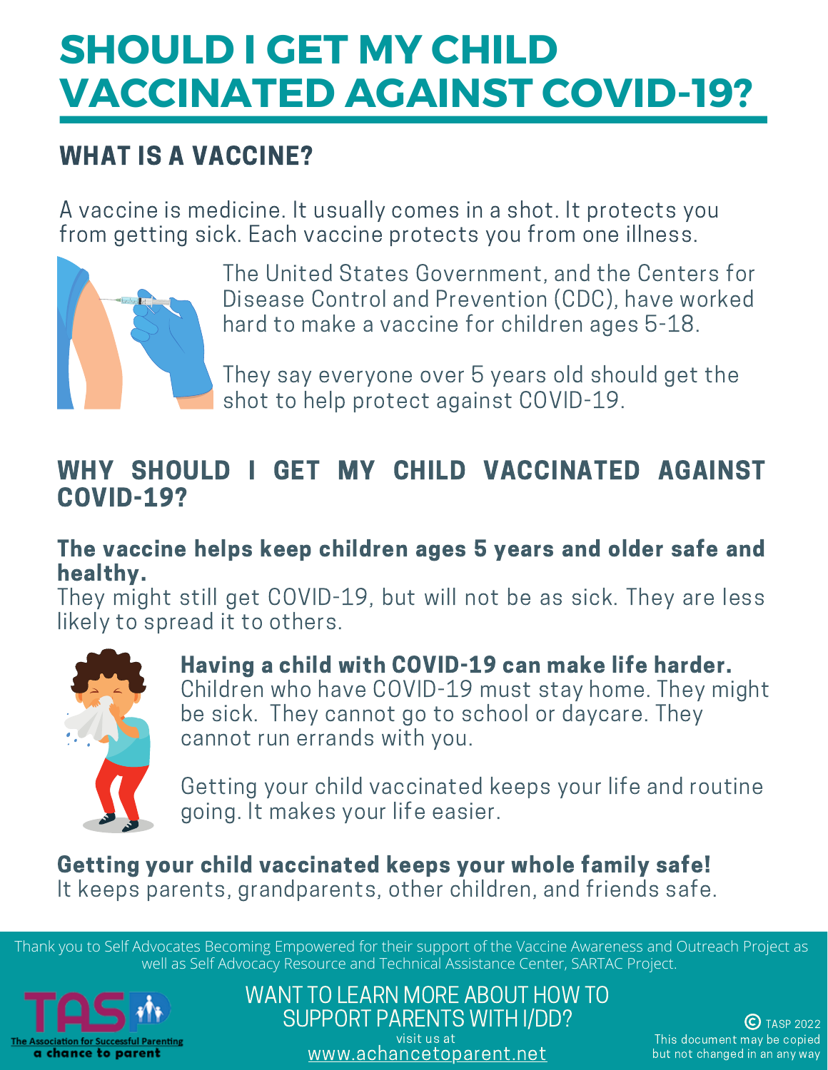# SHOULD I GET MY CHILD VACCINATED AGAINST COVID-19?

## WHAT IS A VACCINE?

A vaccine is medicine. It usually comes in a shot. It protects you from getting sick. Each vaccine protects you from one illness.

The United States Government, and the Centers for Disease Control and Prevention (CDC), have worked hard to make a vaccine for children ages 5-18.

They say everyone over 5 years old should get the shot to help protect against COVID-19.

## WHY SHOULD I GET MY CHILD VACCINATED AGAINST COVID-19?

**The vaccine helps keep children ages 5 years and older safe and healthy.**
They might still get COVID-19, but will not be as sick. They are less likely to spread it to others.

**Having a child with COVID-19 can make life harder.**
Children who have COVID-19 must stay home. They might be sick. They cannot go to school or daycare. They cannot run errands with you.

Getting your child vaccinated keeps your life and routine going. It makes your life easier.

**Getting your child vaccinated keeps your whole family safe!**
It keeps parents, grandparents, other children, and friends safe.

Thank you to Self Advocates Becoming Empowered for their support of the Vaccine Awareness and Outreach Project as well as Self Advocacy Resource and Technical Assistance Center, SARTAC Project.

TASP The Association for Successful Parenting a chance to parent

WANT TO LEARN MORE ABOUT HOW TO SUPPORT PARENTS WITH I/DD?
visit us at
www.achancetoparent.net

© TASP 2022
This document may be copied but not changed in an any way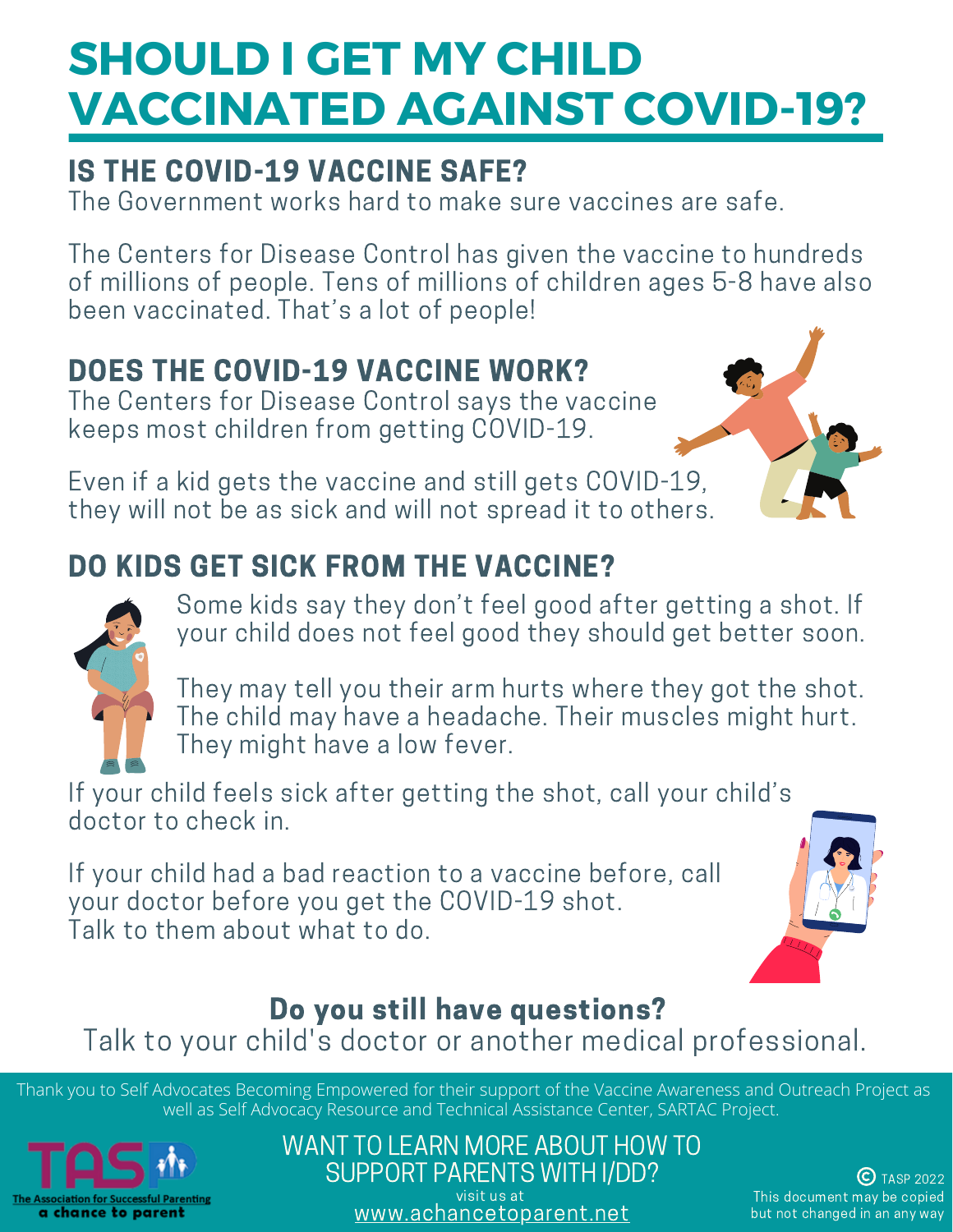# SHOULD I GET MY CHILD VACCINATED AGAINST COVID-19?

## IS THE COVID-19 VACCINE SAFE?

The Government works hard to make sure vaccines are safe.

The Centers for Disease Control has given the vaccine to hundreds of millions of people. Tens of millions of children ages 5-8 have also been vaccinated. That's a lot of people!

## DOES THE COVID-19 VACCINE WORK?

The Centers for Disease Control says the vaccine keeps most children from getting COVID-19.

Even if a kid gets the vaccine and still gets COVID-19, they will not be as sick and will not spread it to others.

## DO KIDS GET SICK FROM THE VACCINE?

Some kids say they don't feel good after getting a shot. If your child does not feel good they should get better soon.

They may tell you their arm hurts where they got the shot. The child may have a headache. Their muscles might hurt. They might have a low fever.

If your child feels sick after getting the shot, call your child's doctor to check in.

If your child had a bad reaction to a vaccine before, call your doctor before you get the COVID-19 shot. Talk to them about what to do.

**Do you still have questions?**

Talk to your child's doctor or another medical professional.

Thank you to Self Advocates Becoming Empowered for their support of the Vaccine Awareness and Outreach Project as well as Self Advocacy Resource and Technical Assistance Center, SARTAC Project.

TASP
The Association for Successful Parenting
a chance to parent

WANT TO LEARN MORE ABOUT HOW TO SUPPORT PARENTS WITH I/DD?

visit us at
www.achancetoparent.net

© TASP 2022
This document may be copied but not changed in an any way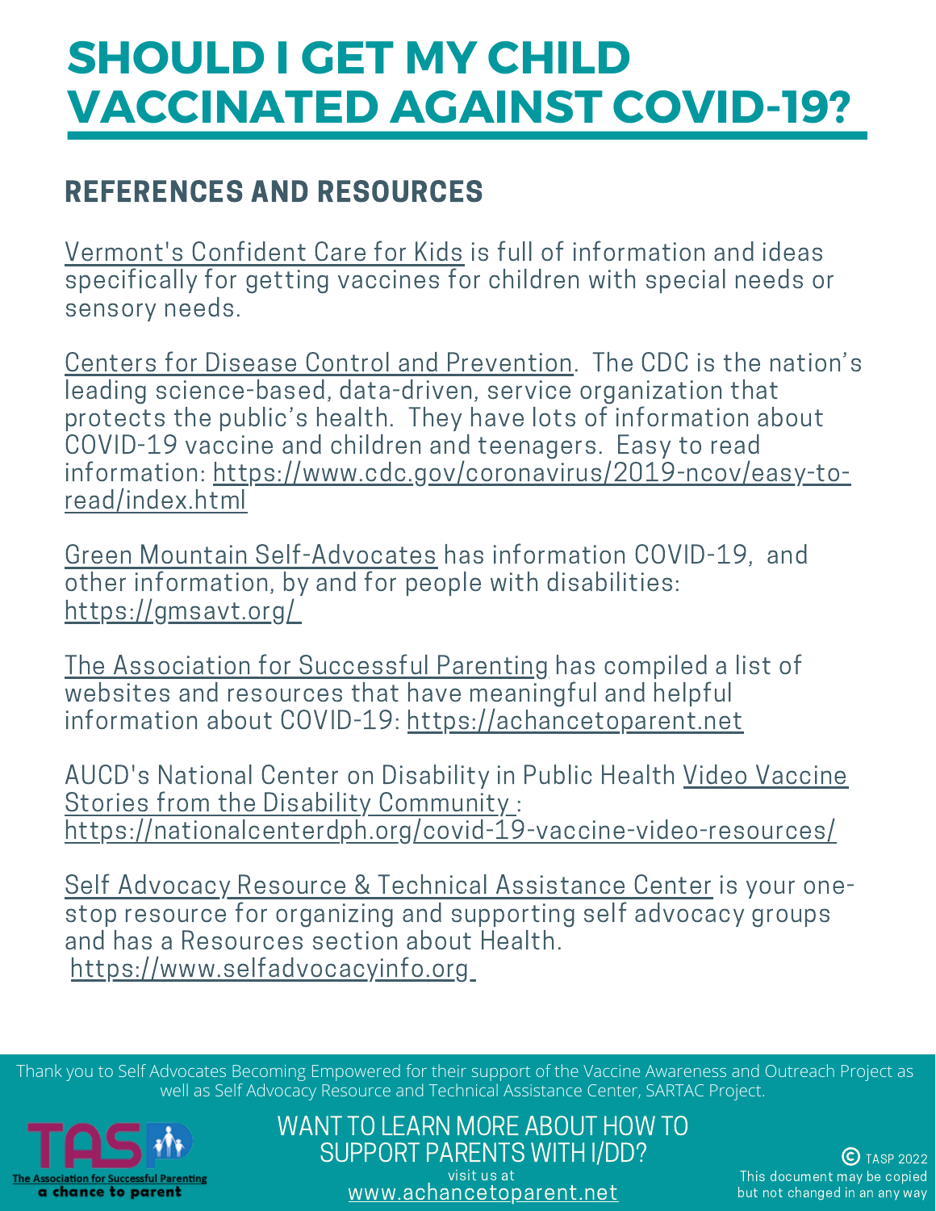# SHOULD I GET MY CHILD VACCINATED AGAINST COVID-19?

## REFERENCES AND RESOURCES

Vermont's Confident Care for Kids is full of information and ideas specifically for getting vaccines for children with special needs or sensory needs.

Centers for Disease Control and Prevention. The CDC is the nation's leading science-based, data-driven, service organization that protects the public's health. They have lots of information about COVID-19 vaccine and children and teenagers. Easy to read information: https://www.cdc.gov/coronavirus/2019-ncov/easy-to-read/index.html

Green Mountain Self-Advocates has information COVID-19, and other information, by and for people with disabilities: https://gmsavt.org/

The Association for Successful Parenting has compiled a list of websites and resources that have meaningful and helpful information about COVID-19: https://achancetoparent.net

AUCD's National Center on Disability in Public Health Video Vaccine Stories from the Disability Community : https://nationalcenterdph.org/covid-19-vaccine-video-resources/

Self Advocacy Resource & Technical Assistance Center is your one-stop resource for organizing and supporting self advocacy groups and has a Resources section about Health. https://www.selfadvocacyinfo.org

Thank you to Self Advocates Becoming Empowered for their support of the Vaccine Awareness and Outreach Project as well as Self Advocacy Resource and Technical Assistance Center, SARTAC Project.

TASP
The Association for Successful Parenting
a chance to parent

WANT TO LEARN MORE ABOUT HOW TO SUPPORT PARENTS WITH I/DD?

visit us at www.achancetoparent.net

© TASP 2022
This document may be copied but not changed in an any way